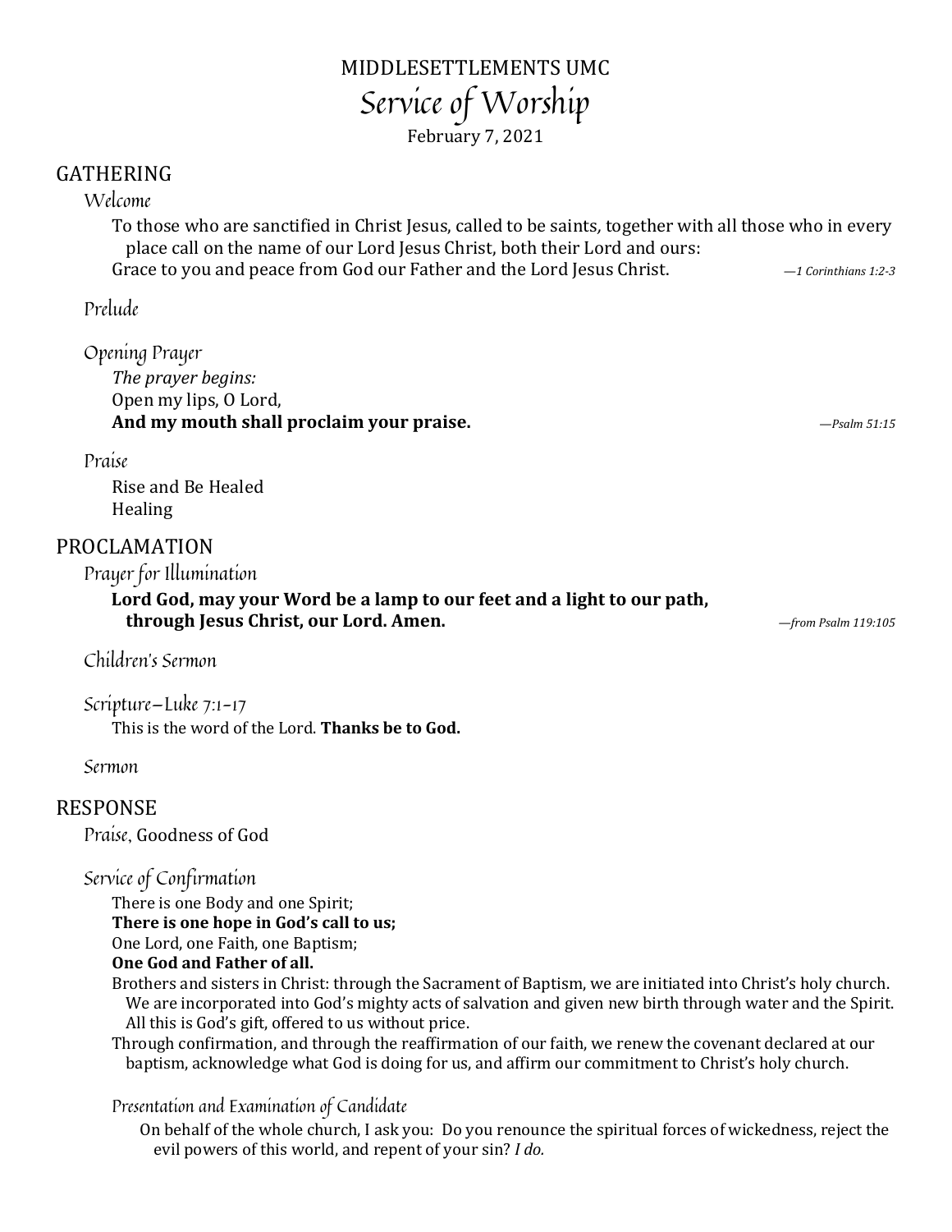# MIDDLESETTLEMENTS UMC

## Service of Worship

February 7, 2021

## GATHERING

### Welcome

To those who are sanctified in Christ Jesus, called to be saints, together with all those who in every place call on the name of our Lord Jesus Christ, both their Lord and ours:
Grace to you and peace from God our Father and the Lord Jesus Christ. *—1 Corinthians 1:2-3*

### Prelude

### Opening Prayer

*The prayer begins:*
Open my lips, O Lord,
**And my mouth shall proclaim your praise.** *—Psalm 51:15*

### Praise

Rise and Be Healed
Healing

## PROCLAMATION

### Prayer for Illumination

**Lord God, may your Word be a lamp to our feet and a light to our path, through Jesus Christ, our Lord. Amen.** *—from Psalm 119:105*

### Children's Sermon

### Scripture—Luke 7:1-17

This is the word of the Lord. **Thanks be to God.**

### Sermon

## RESPONSE

### Praise, Goodness of God

### Service of Confirmation

There is one Body and one Spirit;
**There is one hope in God's call to us;**
One Lord, one Faith, one Baptism;
**One God and Father of all.**

Brothers and sisters in Christ: through the Sacrament of Baptism, we are initiated into Christ's holy church. We are incorporated into God's mighty acts of salvation and given new birth through water and the Spirit. All this is God's gift, offered to us without price.

Through confirmation, and through the reaffirmation of our faith, we renew the covenant declared at our baptism, acknowledge what God is doing for us, and affirm our commitment to Christ's holy church.

#### Presentation and Examination of Candidate

On behalf of the whole church, I ask you: Do you renounce the spiritual forces of wickedness, reject the evil powers of this world, and repent of your sin? *I do.*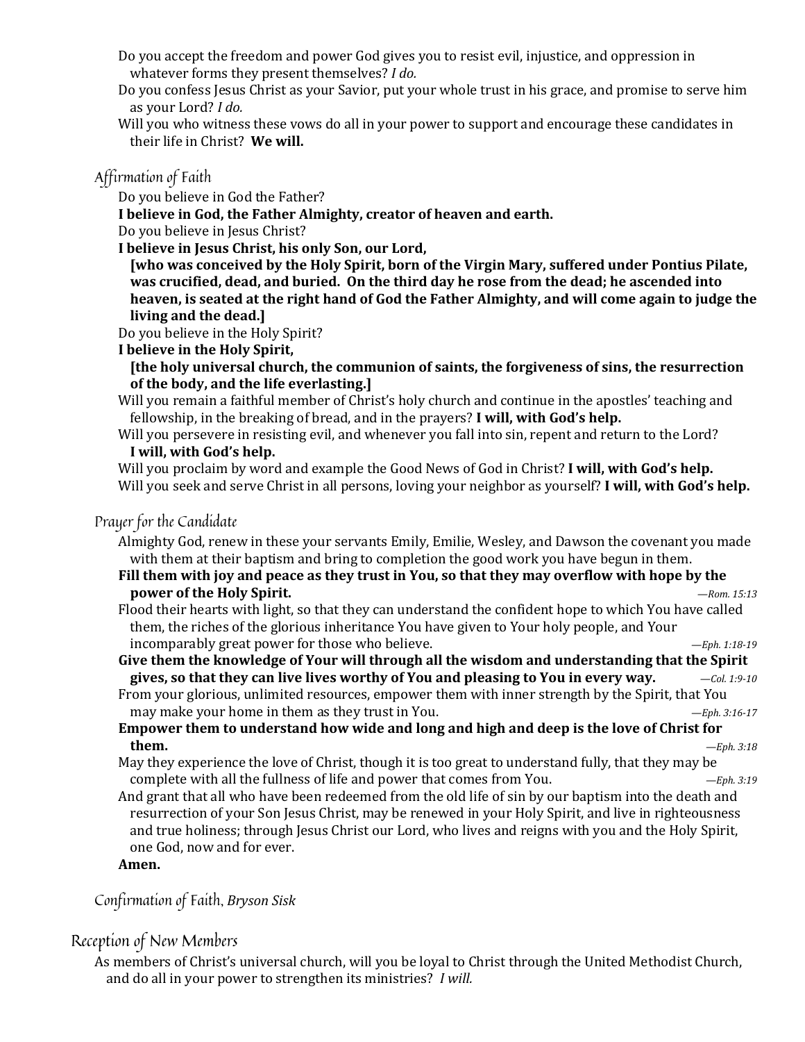Do you accept the freedom and power God gives you to resist evil, injustice, and oppression in whatever forms they present themselves? *I do.*

Do you confess Jesus Christ as your Savior, put your whole trust in his grace, and promise to serve him as your Lord? *I do.*

Will you who witness these vows do all in your power to support and encourage these candidates in their life in Christ? **We will.**

### Affirmation of Faith

Do you believe in God the Father?

**I believe in God, the Father Almighty, creator of heaven and earth.**

Do you believe in Jesus Christ?

**I believe in Jesus Christ, his only Son, our Lord,**

**[who was conceived by the Holy Spirit, born of the Virgin Mary, suffered under Pontius Pilate, was crucified, dead, and buried. On the third day he rose from the dead; he ascended into heaven, is seated at the right hand of God the Father Almighty, and will come again to judge the living and the dead.]**

Do you believe in the Holy Spirit?

**I believe in the Holy Spirit,**

**[the holy universal church, the communion of saints, the forgiveness of sins, the resurrection of the body, and the life everlasting.]**

Will you remain a faithful member of Christ's holy church and continue in the apostles' teaching and fellowship, in the breaking of bread, and in the prayers? **I will, with God's help.**

Will you persevere in resisting evil, and whenever you fall into sin, repent and return to the Lord? **I will, with God's help.**

Will you proclaim by word and example the Good News of God in Christ? **I will, with God's help.**

Will you seek and serve Christ in all persons, loving your neighbor as yourself? **I will, with God's help.**

### Prayer for the Candidate

Almighty God, renew in these your servants Emily, Emilie, Wesley, and Dawson the covenant you made with them at their baptism and bring to completion the good work you have begun in them.

**Fill them with joy and peace as they trust in You, so that they may overflow with hope by the power of the Holy Spirit.** *—Rom. 15:13*

Flood their hearts with light, so that they can understand the confident hope to which You have called them, the riches of the glorious inheritance You have given to Your holy people, and Your incomparably great power for those who believe. *—Eph. 1:18-19*

**Give them the knowledge of Your will through all the wisdom and understanding that the Spirit gives, so that they can live lives worthy of You and pleasing to You in every way.** *—Col. 1:9-10*

From your glorious, unlimited resources, empower them with inner strength by the Spirit, that You may make your home in them as they trust in You. *—Eph. 3:16-17*

**Empower them to understand how wide and long and high and deep is the love of Christ for them.** *—Eph. 3:18*

May they experience the love of Christ, though it is too great to understand fully, that they may be complete with all the fullness of life and power that comes from You. *—Eph. 3:19*

And grant that all who have been redeemed from the old life of sin by our baptism into the death and resurrection of your Son Jesus Christ, may be renewed in your Holy Spirit, and live in righteousness and true holiness; through Jesus Christ our Lord, who lives and reigns with you and the Holy Spirit, one God, now and for ever.

**Amen.**

### Confirmation of Faith, *Bryson Sisk*

## Reception of New Members

As members of Christ's universal church, will you be loyal to Christ through the United Methodist Church, and do all in your power to strengthen its ministries? *I will.*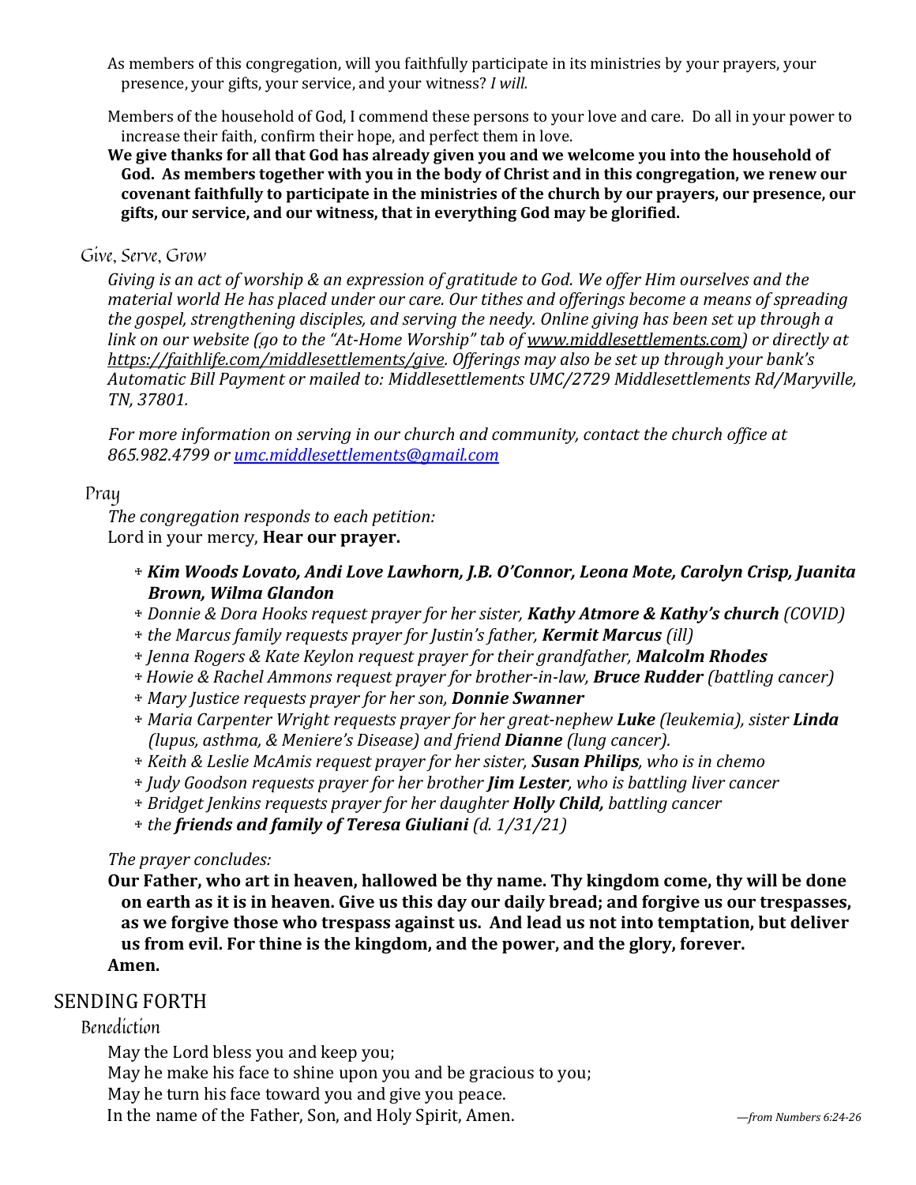As members of this congregation, will you faithfully participate in its ministries by your prayers, your presence, your gifts, your service, and your witness? *I will.*

Members of the household of God, I commend these persons to your love and care. Do all in your power to increase their faith, confirm their hope, and perfect them in love.

**We give thanks for all that God has already given you and we welcome you into the household of God. As members together with you in the body of Christ and in this congregation, we renew our covenant faithfully to participate in the ministries of the church by our prayers, our presence, our gifts, our service, and our witness, that in everything God may be glorified.**

### Give, Serve, Grow

*Giving is an act of worship & an expression of gratitude to God. We offer Him ourselves and the material world He has placed under our care. Our tithes and offerings become a means of spreading the gospel, strengthening disciples, and serving the needy. Online giving has been set up through a link on our website (go to the "At-Home Worship" tab of www.middlesettlements.com) or directly at https://faithlife.com/middlesettlements/give. Offerings may also be set up through your bank's Automatic Bill Payment or mailed to: Middlesettlements UMC/2729 Middlesettlements Rd/Maryville, TN, 37801.*

*For more information on serving in our church and community, contact the church office at 865.982.4799 or umc.middlesettlements@gmail.com*

### Pray

*The congregation responds to each petition:*
Lord in your mercy, **Hear our prayer.**

- ***Kim Woods Lovato, Andi Love Lawhorn, J.B. O'Connor, Leona Mote, Carolyn Crisp, Juanita Brown, Wilma Glandon***
- *Donnie & Dora Hooks request prayer for her sister,* ***Kathy Atmore & Kathy's church*** *(COVID)*
- *the Marcus family requests prayer for Justin's father,* ***Kermit Marcus*** *(ill)*
- *Jenna Rogers & Kate Keylon request prayer for their grandfather,* ***Malcolm Rhodes***
- *Howie & Rachel Ammons request prayer for brother-in-law,* ***Bruce Rudder*** *(battling cancer)*
- *Mary Justice requests prayer for her son,* ***Donnie Swanner***
- *Maria Carpenter Wright requests prayer for her great-nephew* ***Luke*** *(leukemia), sister* ***Linda*** *(lupus, asthma, & Meniere's Disease) and friend* ***Dianne*** *(lung cancer).*
- *Keith & Leslie McAmis request prayer for her sister,* ***Susan Philips****, who is in chemo*
- *Judy Goodson requests prayer for her brother* ***Jim Lester****, who is battling liver cancer*
- *Bridget Jenkins requests prayer for her daughter* ***Holly Child,*** *battling cancer*
- *the* ***friends and family of Teresa Giuliani*** *(d. 1/31/21)*

*The prayer concludes:*

**Our Father, who art in heaven, hallowed be thy name. Thy kingdom come, thy will be done on earth as it is in heaven. Give us this day our daily bread; and forgive us our trespasses, as we forgive those who trespass against us. And lead us not into temptation, but deliver us from evil. For thine is the kingdom, and the power, and the glory, forever.
Amen.**

## SENDING FORTH

### Benediction

May the Lord bless you and keep you;
May he make his face to shine upon you and be gracious to you;
May he turn his face toward you and give you peace.
In the name of the Father, Son, and Holy Spirit, Amen.

*—from Numbers 6:24-26*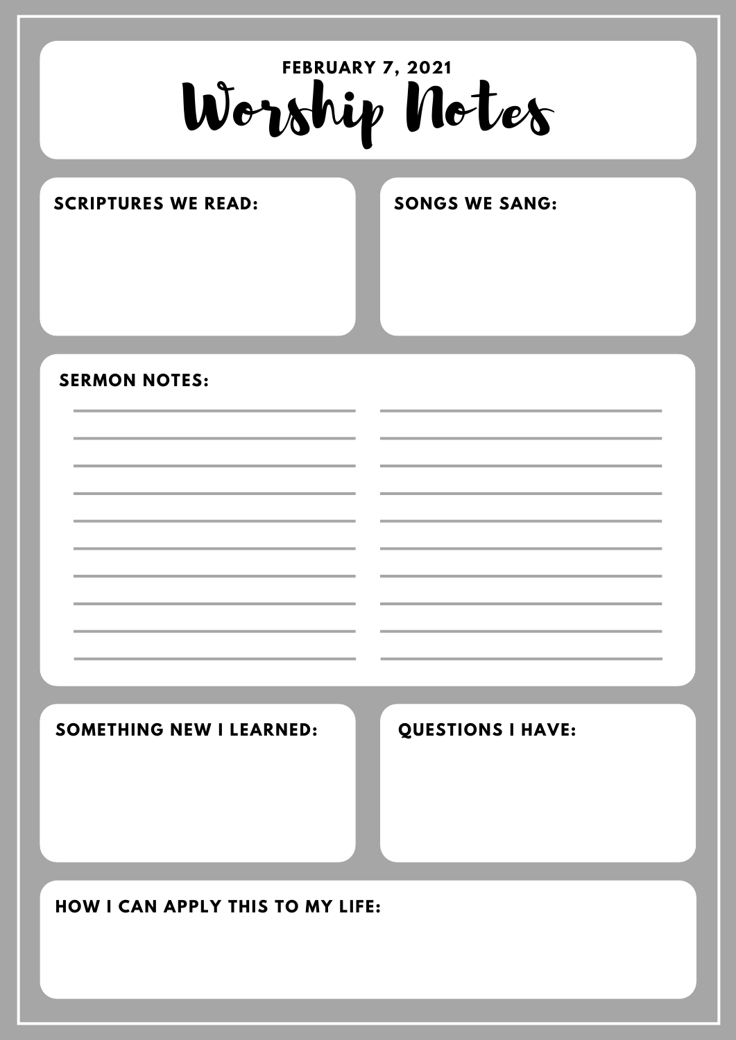FEBRUARY 7, 2021

# Worship Notes

**SCRIPTURES WE READ:**

**SONGS WE SANG:**

**SERMON NOTES:**

**SOMETHING NEW I LEARNED:**

**QUESTIONS I HAVE:**

**HOW I CAN APPLY THIS TO MY LIFE:**